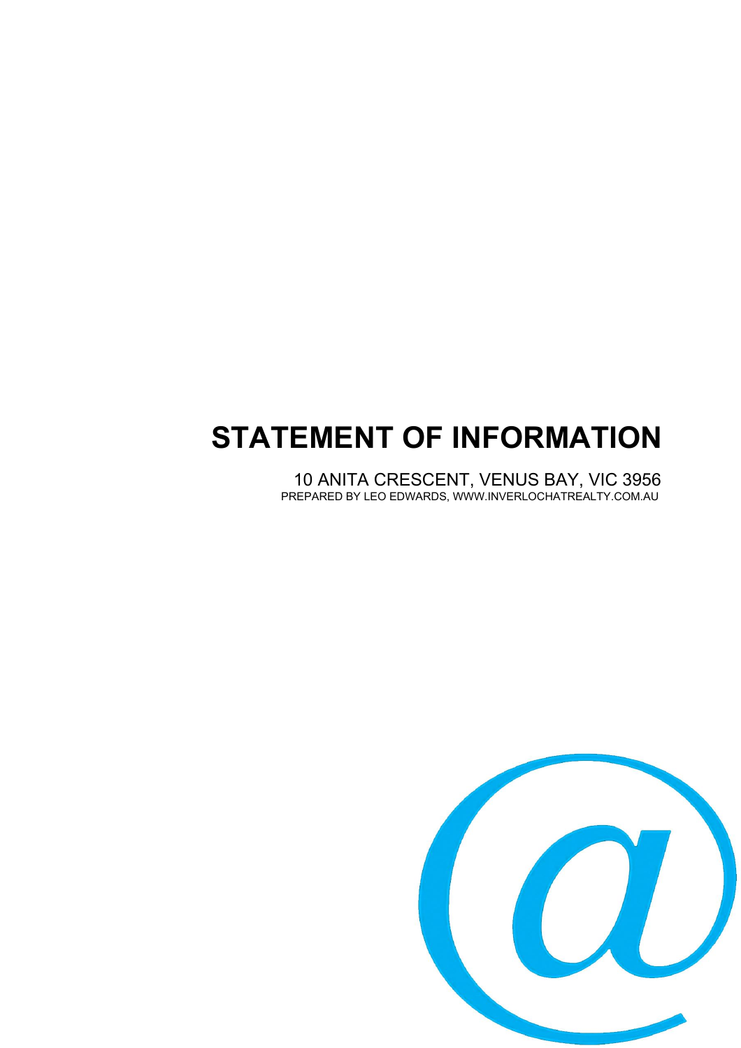# STATEMENT OF INFORMATION

10 ANITA CRESCENT, VENUS BAY, VIC 3956

PREPARED BY LEO EDWARDS, WWW.INVERLOCHATREALTY.COM.AU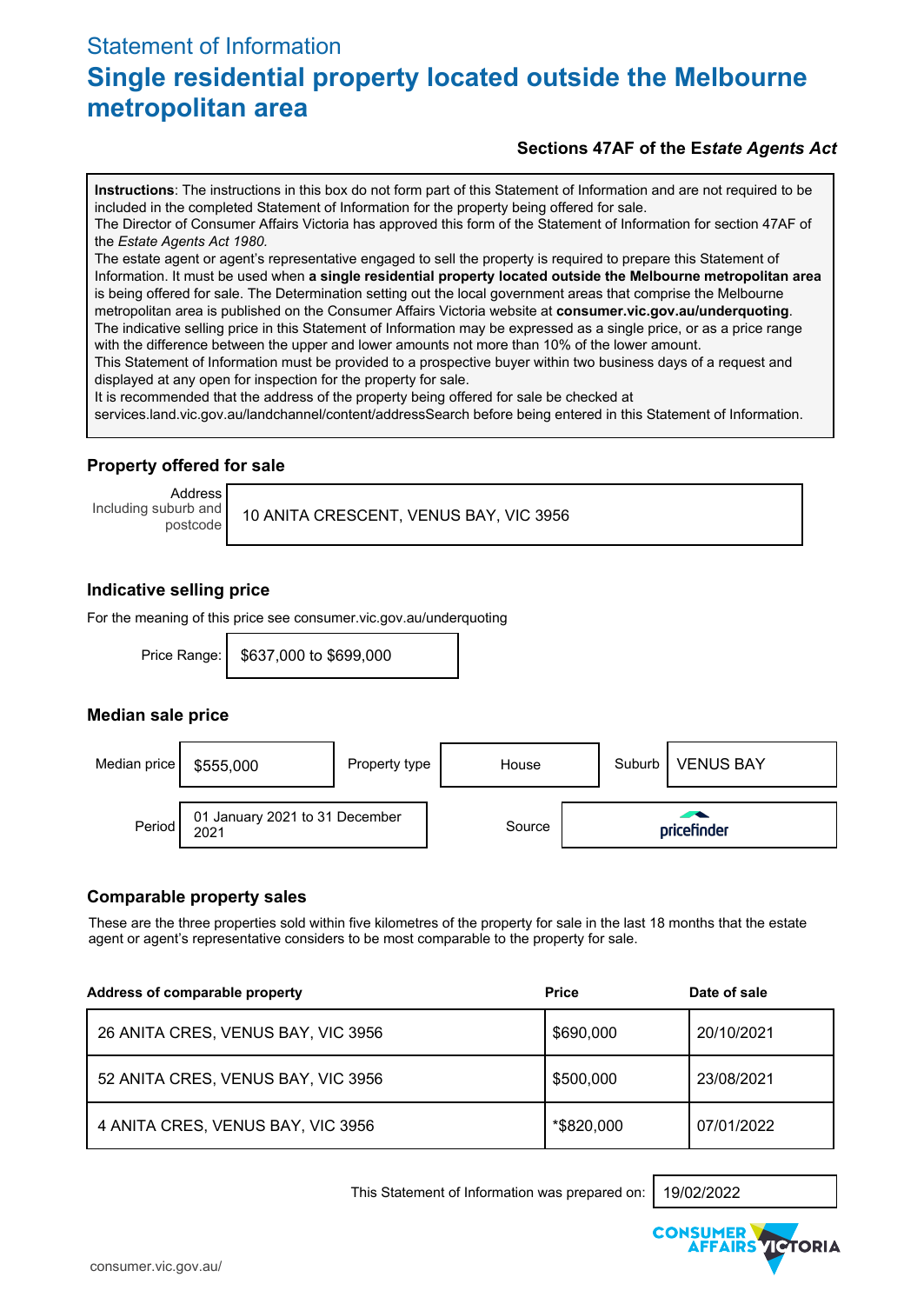# Statement of Information

# Single residential property located outside the Melbourne metropolitan area

**Sections 47AF of the *Estate Agents Act***

**Instructions**: The instructions in this box do not form part of this Statement of Information and are not required to be included in the completed Statement of Information for the property being offered for sale.
The Director of Consumer Affairs Victoria has approved this form of the Statement of Information for section 47AF of the *Estate Agents Act 1980.*
The estate agent or agent's representative engaged to sell the property is required to prepare this Statement of Information. It must be used when **a single residential property located outside the Melbourne metropolitan area** is being offered for sale. The Determination setting out the local government areas that comprise the Melbourne metropolitan area is published on the Consumer Affairs Victoria website at **consumer.vic.gov.au/underquoting**.
The indicative selling price in this Statement of Information may be expressed as a single price, or as a price range with the difference between the upper and lower amounts not more than 10% of the lower amount.
This Statement of Information must be provided to a prospective buyer within two business days of a request and displayed at any open for inspection for the property for sale.
It is recommended that the address of the property being offered for sale be checked at services.land.vic.gov.au/landchannel/content/addressSearch before being entered in this Statement of Information.

## Property offered for sale

Address
Including suburb and postcode: 10 ANITA CRESCENT, VENUS BAY, VIC 3956

## Indicative selling price

For the meaning of this price see consumer.vic.gov.au/underquoting

Price Range: $637,000 to $699,000

## Median sale price

| | | | | | |
|---|---|---|---|---|---|
| Median price | $555,000 | Property type | House | Suburb | VENUS BAY |
| Period | 01 January 2021 to 31 December 2021 | Source | pricefinder | | |

## Comparable property sales

These are the three properties sold within five kilometres of the property for sale in the last 18 months that the estate agent or agent's representative considers to be most comparable to the property for sale.

| Address of comparable property | Price | Date of sale |
|---|---|---|
| 26 ANITA CRES, VENUS BAY, VIC 3956 | $690,000 | 20/10/2021 |
| 52 ANITA CRES, VENUS BAY, VIC 3956 | $500,000 | 23/08/2021 |
| 4 ANITA CRES, VENUS BAY, VIC 3956 | *$820,000 | 07/01/2022 |

This Statement of Information was prepared on: 19/02/2022

consumer.vic.gov.au/